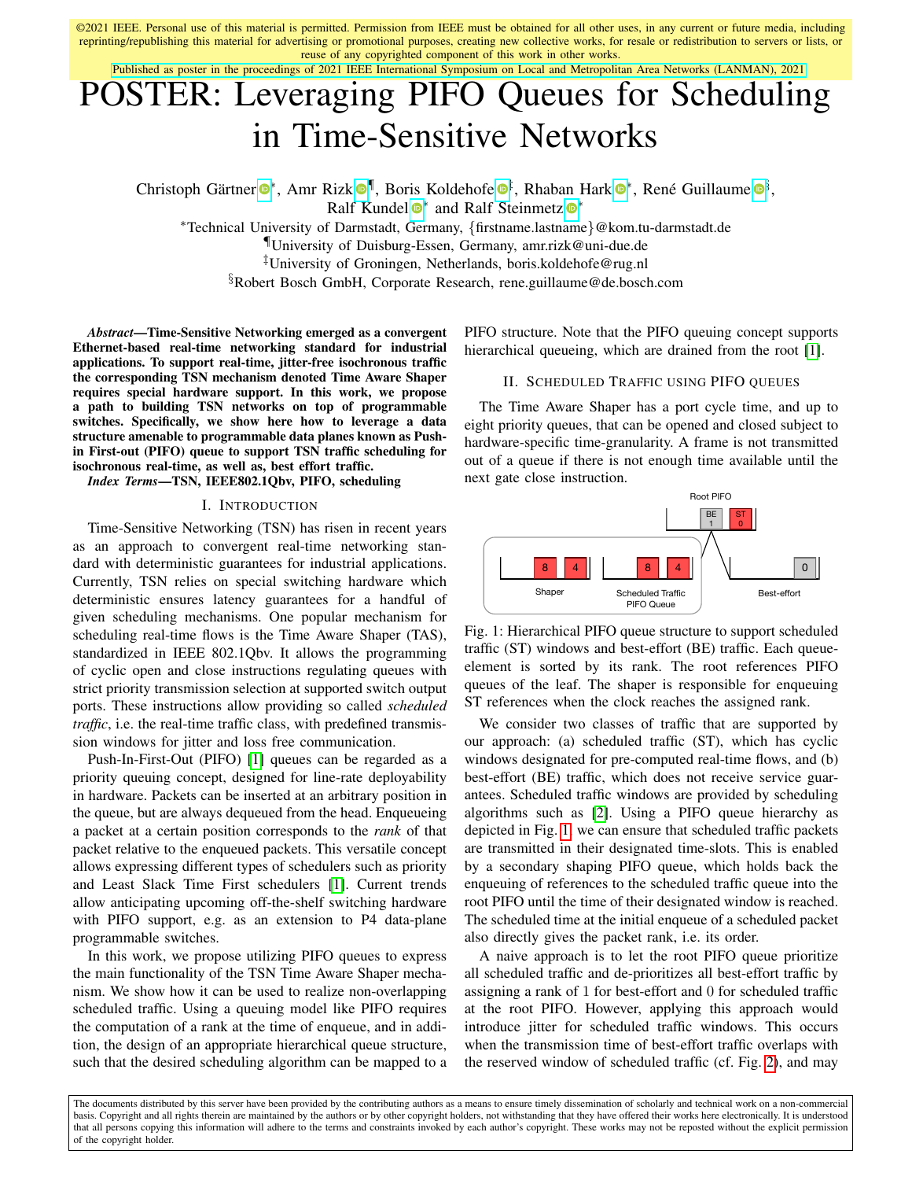©2021 IEEE. Personal use of this material is permitted. Permission from IEEE must be obtained for all other uses, in any current or future media, including reprinting/republishing this material for advertising or promotional purposes, creating new collective works, for resale or redistribution to servers or lists, or reuse of any copyrighted component of this work in other works.

Published as poster in the proceedings of 2021 IEEE International Symposium on Local and Metropolitan Area Networks (LANMAN), 2021

# POSTER: Leveraging PIFO Queues for Scheduling in Time-Sensitive Networks

Christoph Gärtner[*], Amr Rizk[¶], Boris Koldehofe[‡], Rhaban Hark[*], René Guillaume[§], Ralf Kundel[*] and Ralf Steinmetz[*]

[*]Technical University of Darmstadt, Germany, {firstname.lastname}@kom.tu-darmstadt.de

[¶]University of Duisburg-Essen, Germany, amr.rizk@uni-due.de

[‡]University of Groningen, Netherlands, boris.koldehofe@rug.nl

[§]Robert Bosch GmbH, Corporate Research, rene.guillaume@de.bosch.com

***Abstract*—Time-Sensitive Networking emerged as a convergent Ethernet-based real-time networking standard for industrial applications. To support real-time, jitter-free isochronous traffic the corresponding TSN mechanism denoted Time Aware Shaper requires special hardware support. In this work, we propose a path to building TSN networks on top of programmable switches. Specifically, we show here how to leverage a data structure amenable to programmable data planes known as Push-in First-out (PIFO) queue to support TSN traffic scheduling for isochronous real-time, as well as, best effort traffic.**

***Index Terms*—TSN, IEEE802.1Qbv, PIFO, scheduling**

## I. Introduction

Time-Sensitive Networking (TSN) has risen in recent years as an approach to convergent real-time networking standard with deterministic guarantees for industrial applications. Currently, TSN relies on special switching hardware which deterministic ensures latency guarantees for a handful of given scheduling mechanisms. One popular mechanism for scheduling real-time flows is the Time Aware Shaper (TAS), standardized in IEEE 802.1Qbv. It allows the programming of cyclic open and close instructions regulating queues with strict priority transmission selection at supported switch output ports. These instructions allow providing so called *scheduled traffic*, i.e. the real-time traffic class, with predefined transmission windows for jitter and loss free communication.

Push-In-First-Out (PIFO) [1] queues can be regarded as a priority queuing concept, designed for line-rate deployability in hardware. Packets can be inserted at an arbitrary position in the queue, but are always dequeued from the head. Enqueueing a packet at a certain position corresponds to the *rank* of that packet relative to the enqueued packets. This versatile concept allows expressing different types of schedulers such as priority and Least Slack Time First schedulers [1]. Current trends allow anticipating upcoming off-the-shelf switching hardware with PIFO support, e.g. as an extension to P4 data-plane programmable switches.

In this work, we propose utilizing PIFO queues to express the main functionality of the TSN Time Aware Shaper mechanism. We show how it can be used to realize non-overlapping scheduled traffic. Using a queuing model like PIFO requires the computation of a rank at the time of enqueue, and in addition, the design of an appropriate hierarchical queue structure, such that the desired scheduling algorithm can be mapped to a PIFO structure. Note that the PIFO queuing concept supports hierarchical queueing, which are drained from the root [1].

## II. Scheduled Traffic using PIFO queues

The Time Aware Shaper has a port cycle time, and up to eight priority queues, that can be opened and closed subject to hardware-specific time-granularity. A frame is not transmitted out of a queue if there is not enough time available until the next gate close instruction.

Fig. 1: Hierarchical PIFO queue structure to support scheduled traffic (ST) windows and best-effort (BE) traffic. Each queue-element is sorted by its rank. The root references PIFO queues of the leaf. The shaper is responsible for enqueuing ST references when the clock reaches the assigned rank.

We consider two classes of traffic that are supported by our approach: (a) scheduled traffic (ST), which has cyclic windows designated for pre-computed real-time flows, and (b) best-effort (BE) traffic, which does not receive service guarantees. Scheduled traffic windows are provided by scheduling algorithms such as [2]. Using a PIFO queue hierarchy as depicted in Fig. 1 we can ensure that scheduled traffic packets are transmitted in their designated time-slots. This is enabled by a secondary shaping PIFO queue, which holds back the enqueuing of references to the scheduled traffic queue into the root PIFO until the time of their designated window is reached. The scheduled time at the initial enqueue of a scheduled packet also directly gives the packet rank, i.e. its order.

A naive approach is to let the root PIFO queue prioritize all scheduled traffic and de-prioritizes all best-effort traffic by assigning a rank of 1 for best-effort and 0 for scheduled traffic at the root PIFO. However, applying this approach would introduce jitter for scheduled traffic windows. This occurs when the transmission time of best-effort traffic overlaps with the reserved window of scheduled traffic (cf. Fig. 2), and may

The documents distributed by this server have been provided by the contributing authors as a means to ensure timely dissemination of scholarly and technical work on a non-commercial basis. Copyright and all rights therein are maintained by the authors or by other copyright holders, not withstanding that they have offered their works here electronically. It is understood that all persons copying this information will adhere to the terms and constraints invoked by each author's copyright. These works may not be reposted without the explicit permission of the copyright holder.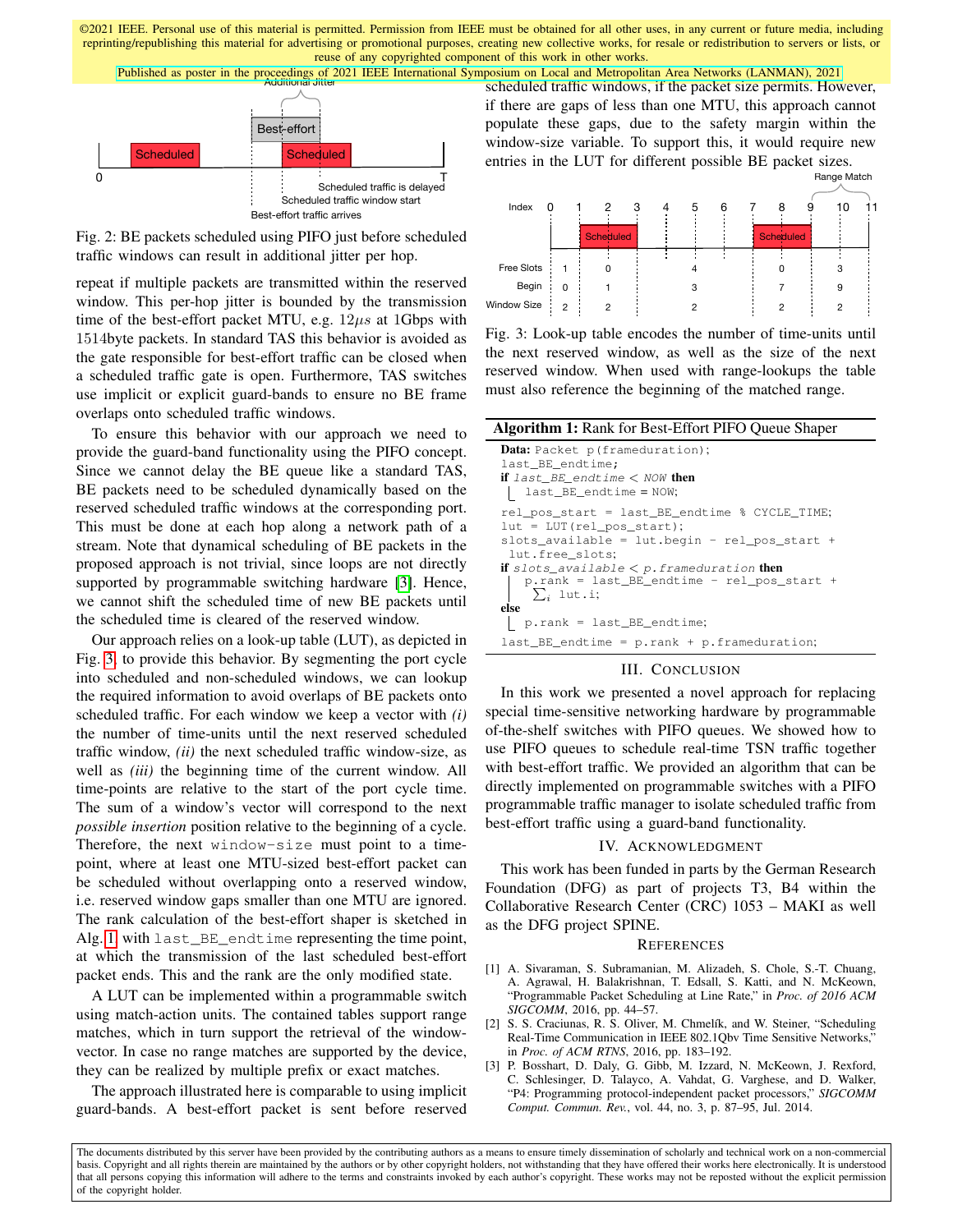©2021 IEEE. Personal use of this material is permitted. Permission from IEEE must be obtained for all other uses, in any current or future media, including reprinting/republishing this material for advertising or promotional purposes, creating new collective works, for resale or redistribution to servers or lists, or reuse of any copyrighted component of this work in other works.

Published as poster in the proceedings of 2021 IEEE International Symposium on Local and Metropolitan Area Networks (LANMAN), 2021

Additional Jitter
Best-effort
Scheduled
Scheduled
0
T
Scheduled traffic is delayed
Scheduled traffic window start
Best-effort traffic arrives

Fig. 2: BE packets scheduled using PIFO just before scheduled traffic windows can result in additional jitter per hop.

repeat if multiple packets are transmitted within the reserved window. This per-hop jitter is bounded by the transmission time of the best-effort packet MTU, e.g. $12\mu s$ at 1Gbps with 1514byte packets. In standard TAS this behavior is avoided as the gate responsible for best-effort traffic can be closed when a scheduled traffic gate is open. Furthermore, TAS switches use implicit or explicit guard-bands to ensure no BE frame overlaps onto scheduled traffic windows.

To ensure this behavior with our approach we need to provide the guard-band functionality using the PIFO concept. Since we cannot delay the BE queue like a standard TAS, BE packets need to be scheduled dynamically based on the reserved scheduled traffic windows at the corresponding port. This must be done at each hop along a network path of a stream. Note that dynamical scheduling of BE packets in the proposed approach is not trivial, since loops are not directly supported by programmable switching hardware [3]. Hence, we cannot shift the scheduled time of new BE packets until the scheduled time is cleared of the reserved window.

Our approach relies on a look-up table (LUT), as depicted in Fig. 3, to provide this behavior. By segmenting the port cycle into scheduled and non-scheduled windows, we can lookup the required information to avoid overlaps of BE packets onto scheduled traffic. For each window we keep a vector with *(i)* the number of time-units until the next reserved scheduled traffic window, *(ii)* the next scheduled traffic window-size, as well as *(iii)* the beginning time of the current window. All time-points are relative to the start of the port cycle time. The sum of a window's vector will correspond to the next *possible insertion* position relative to the beginning of a cycle. Therefore, the next `window-size` must point to a time-point, where at least one MTU-sized best-effort packet can be scheduled without overlapping onto a reserved window, i.e. reserved window gaps smaller than one MTU are ignored. The rank calculation of the best-effort shaper is sketched in Alg. 1 with `last_BE_endtime` representing the time point, at which the transmission of the last scheduled best-effort packet ends. This and the rank are the only modified state.

A LUT can be implemented within a programmable switch using match-action units. The contained tables support range matches, which in turn support the retrieval of the window-vector. In case no range matches are supported by the device, they can be realized by multiple prefix or exact matches.

The approach illustrated here is comparable to using implicit guard-bands. A best-effort packet is sent before reserved scheduled traffic windows, if the packet size permits. However, if there are gaps of less than one MTU, this approach cannot populate these gaps, due to the safety margin within the window-size variable. To support this, it would require new entries in the LUT for different possible BE packet sizes.

Range Match
Index 0 1 2 3 4 5 6 7 8 9 10 11
Scheduled
Scheduled
Free Slots 1 0 4 0 3
Begin 0 1 3 7 9
Window Size 2 2 2 2 2

Fig. 3: Look-up table encodes the number of time-units until the next reserved window, as well as the size of the next reserved window. When used with range-lookups the table must also reference the beginning of the matched range.

**Algorithm 1:** Rank for Best-Effort PIFO Queue Shaper

```
Data: Packet p(frameduration);
last_BE_endtime;
if last_BE_endtime < NOW then
    last_BE_endtime = NOW;
rel_pos_start = last_BE_endtime % CYCLE_TIME;
lut = LUT(rel_pos_start);
slots_available = lut.begin - rel_pos_start +
 lut.free_slots;
if slots_available < p.frameduration then
    p.rank = last_BE_endtime - rel_pos_start +
      ∑_i lut.i;
else
    p.rank = last_BE_endtime;
last_BE_endtime = p.rank + p.frameduration;
```

## III. Conclusion

In this work we presented a novel approach for replacing special time-sensitive networking hardware by programmable of-the-shelf switches with PIFO queues. We showed how to use PIFO queues to schedule real-time TSN traffic together with best-effort traffic. We provided an algorithm that can be directly implemented on programmable switches with a PIFO programmable traffic manager to isolate scheduled traffic from best-effort traffic using a guard-band functionality.

## IV. Acknowledgment

This work has been funded in parts by the German Research Foundation (DFG) as part of projects T3, B4 within the Collaborative Research Center (CRC) 1053 – MAKI as well as the DFG project SPINE.

## References

[1] A. Sivaraman, S. Subramanian, M. Alizadeh, S. Chole, S.-T. Chuang, A. Agrawal, H. Balakrishnan, T. Edsall, S. Katti, and N. McKeown, "Programmable Packet Scheduling at Line Rate," in *Proc. of 2016 ACM SIGCOMM*, 2016, pp. 44–57.

[2] S. S. Craciunas, R. S. Oliver, M. Chmelík, and W. Steiner, "Scheduling Real-Time Communication in IEEE 802.1Qbv Time Sensitive Networks," in *Proc. of ACM RTNS*, 2016, pp. 183–192.

[3] P. Bosshart, D. Daly, G. Gibb, M. Izzard, N. McKeown, J. Rexford, C. Schlesinger, D. Talayco, A. Vahdat, G. Varghese, and D. Walker, "P4: Programming protocol-independent packet processors," *SIGCOMM Comput. Commun. Rev.*, vol. 44, no. 3, p. 87–95, Jul. 2014.

The documents distributed by this server have been provided by the contributing authors as a means to ensure timely dissemination of scholarly and technical work on a non-commercial basis. Copyright and all rights therein are maintained by the authors or by other copyright holders, not withstanding that they have offered their works here electronically. It is understood that all persons copying this information will adhere to the terms and constraints invoked by each author's copyright. These works may not be reposted without the explicit permission of the copyright holder.